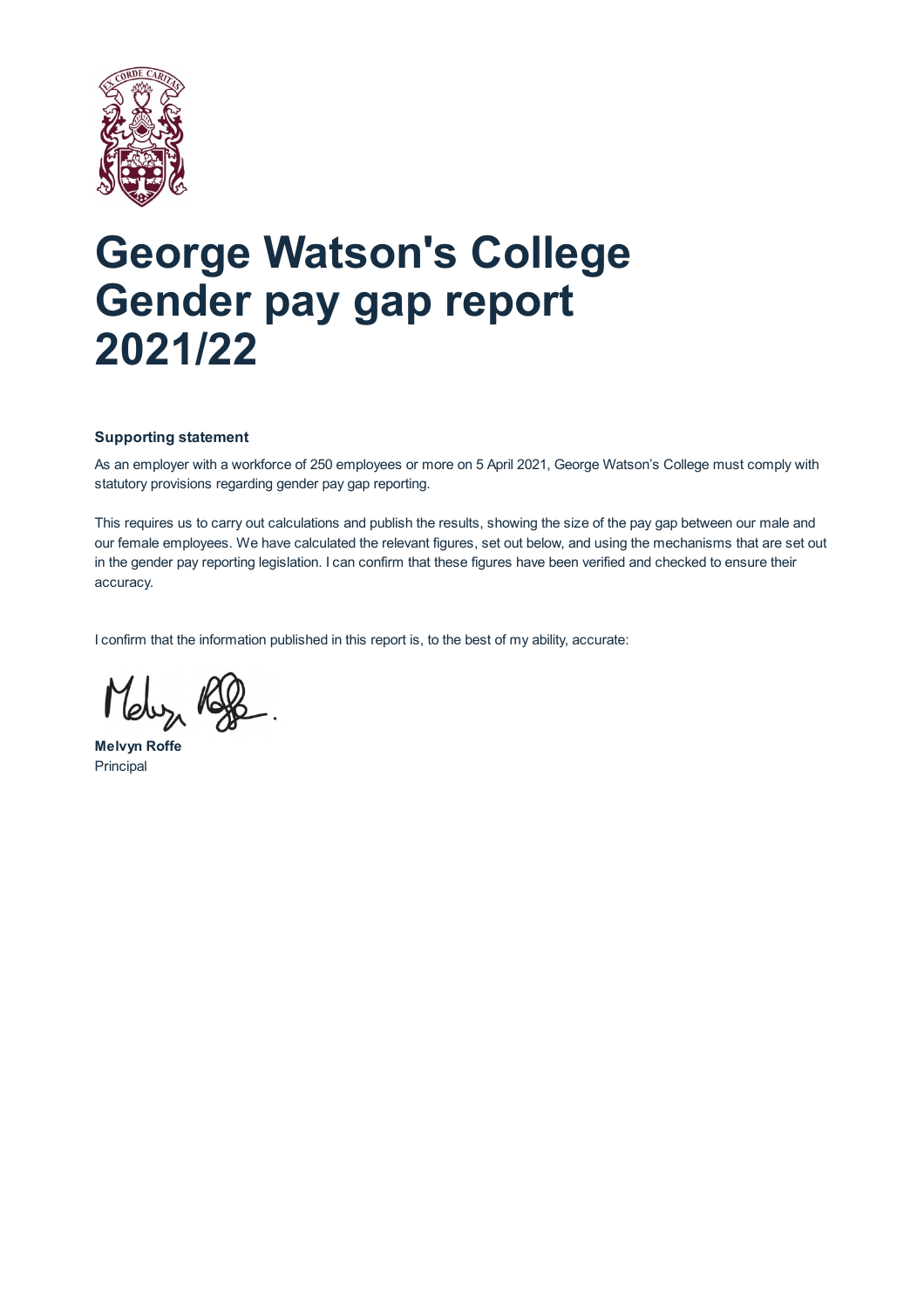# George Watson's College Gender pay gap report 2021/22

**Supporting statement**

As an employer with a workforce of 250 employees or more on 5 April 2021, George Watson's College must comply with statutory provisions regarding gender pay gap reporting.

This requires us to carry out calculations and publish the results, showing the size of the pay gap between our male and our female employees. We have calculated the relevant figures, set out below, and using the mechanisms that are set out in the gender pay reporting legislation. I can confirm that these figures have been verified and checked to ensure their accuracy.

I confirm that the information published in this report is, to the best of my ability, accurate:

**Melvyn Roffe**
Principal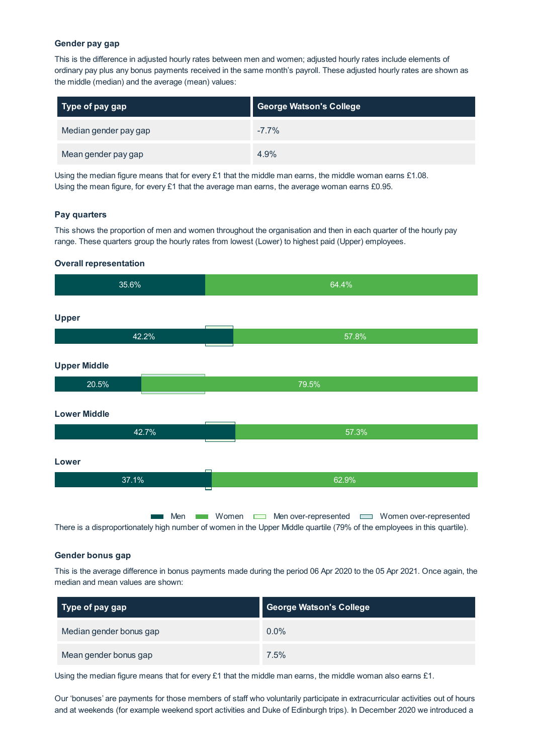### Gender pay gap

This is the difference in adjusted hourly rates between men and women; adjusted hourly rates include elements of ordinary pay plus any bonus payments received in the same month's payroll. These adjusted hourly rates are shown as the middle (median) and the average (mean) values:

| Type of pay gap | George Watson's College |
|---|---|
| Median gender pay gap | -7.7% |
| Mean gender pay gap | 4.9% |

Using the median figure means that for every £1 that the middle man earns, the middle woman earns £1.08.
Using the mean figure, for every £1 that the average man earns, the average woman earns £0.95.

### Pay quarters

This shows the proportion of men and women throughout the organisation and then in each quarter of the hourly pay range. These quarters group the hourly rates from lowest (Lower) to highest paid (Upper) employees.

#### Overall representation

35.6% | 64.4%

#### Upper

42.2% | 57.8%

#### Upper Middle

20.5% | 79.5%

#### Lower Middle

42.7% | 57.3%

#### Lower

37.1% | 62.9%

Men | Women | Men over-represented | Women over-represented

There is a disproportionately high number of women in the Upper Middle quartile (79% of the employees in this quartile).

### Gender bonus gap

This is the average difference in bonus payments made during the period 06 Apr 2020 to the 05 Apr 2021. Once again, the median and mean values are shown:

| Type of pay gap | George Watson's College |
|---|---|
| Median gender bonus gap | 0.0% |
| Mean gender bonus gap | 7.5% |

Using the median figure means that for every £1 that the middle man earns, the middle woman also earns £1.

Our 'bonuses' are payments for those members of staff who voluntarily participate in extracurricular activities out of hours and at weekends (for example weekend sport activities and Duke of Edinburgh trips). In December 2020 we introduced a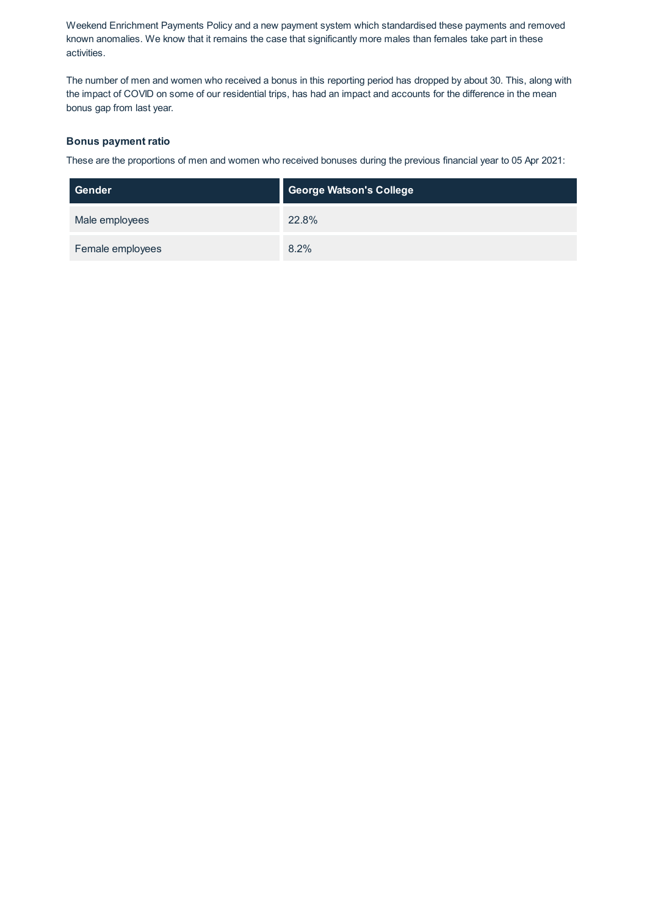Weekend Enrichment Payments Policy and a new payment system which standardised these payments and removed known anomalies. We know that it remains the case that significantly more males than females take part in these activities.

The number of men and women who received a bonus in this reporting period has dropped by about 30. This, along with the impact of COVID on some of our residential trips, has had an impact and accounts for the difference in the mean bonus gap from last year.

### Bonus payment ratio

These are the proportions of men and women who received bonuses during the previous financial year to 05 Apr 2021:

| Gender | George Watson's College |
| --- | --- |
| Male employees | 22.8% |
| Female employees | 8.2% |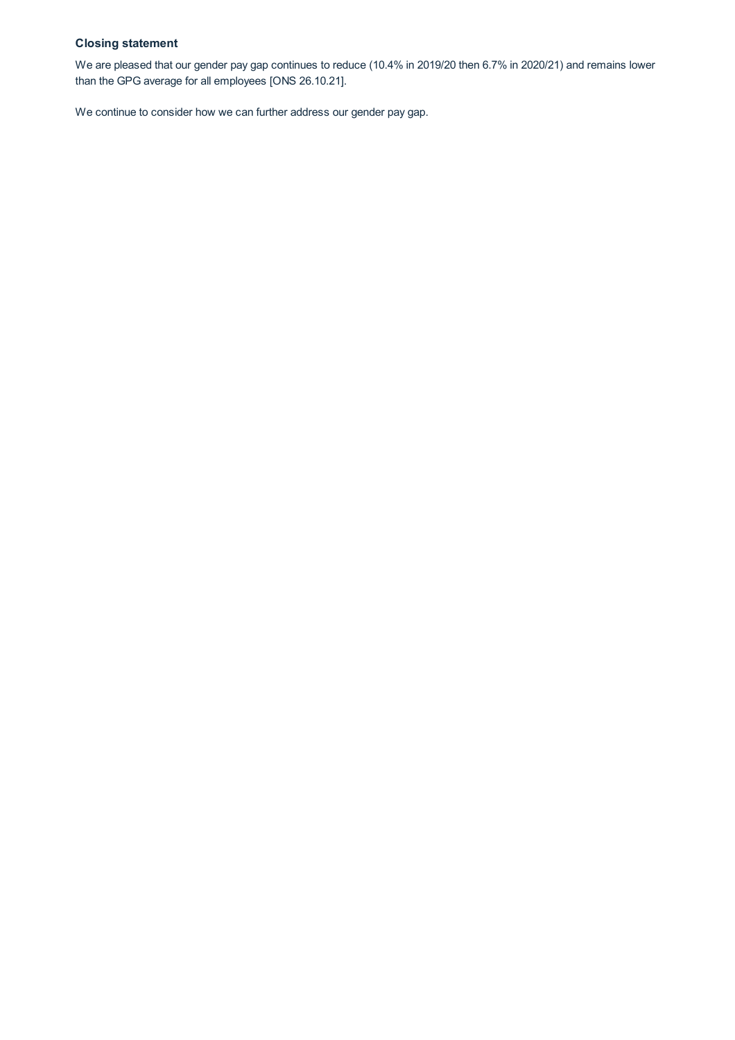**Closing statement**

We are pleased that our gender pay gap continues to reduce (10.4% in 2019/20 then 6.7% in 2020/21) and remains lower than the GPG average for all employees [ONS 26.10.21].

We continue to consider how we can further address our gender pay gap.